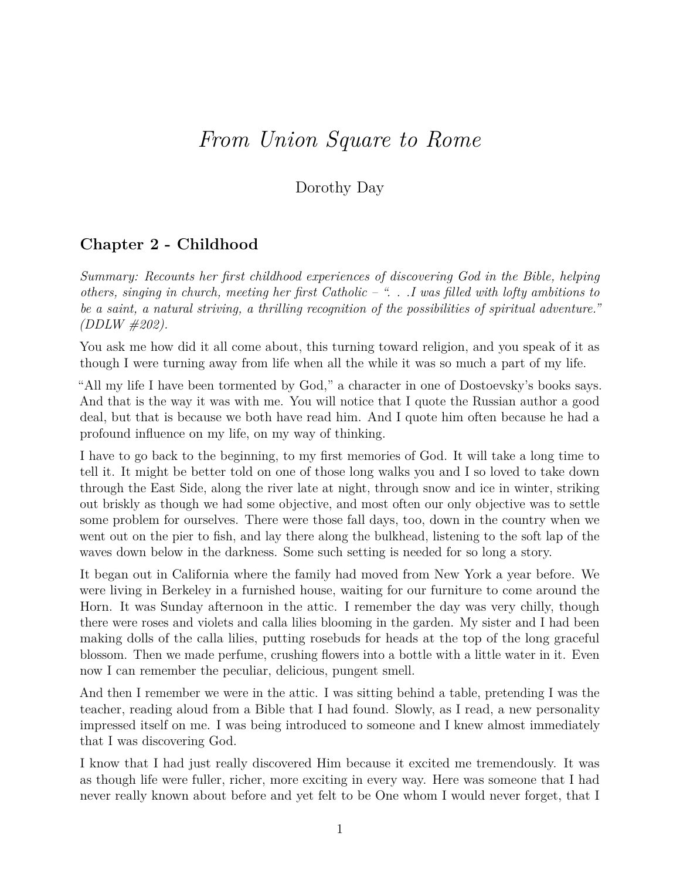# *From Union Square to Rome*

Dorothy Day

## Chapter 2 - Childhood

*Summary: Recounts her first childhood experiences of discovering God in the Bible, helping others, singing in church, meeting her first Catholic – ". . .I was filled with lofty ambitions to be a saint, a natural striving, a thrilling recognition of the possibilities of spiritual adventure." (DDLW #202).*

You ask me how did it all come about, this turning toward religion, and you speak of it as though I were turning away from life when all the while it was so much a part of my life.

"All my life I have been tormented by God," a character in one of Dostoevsky's books says. And that is the way it was with me. You will notice that I quote the Russian author a good deal, but that is because we both have read him. And I quote him often because he had a profound influence on my life, on my way of thinking.

I have to go back to the beginning, to my first memories of God. It will take a long time to tell it. It might be better told on one of those long walks you and I so loved to take down through the East Side, along the river late at night, through snow and ice in winter, striking out briskly as though we had some objective, and most often our only objective was to settle some problem for ourselves. There were those fall days, too, down in the country when we went out on the pier to fish, and lay there along the bulkhead, listening to the soft lap of the waves down below in the darkness. Some such setting is needed for so long a story.

It began out in California where the family had moved from New York a year before. We were living in Berkeley in a furnished house, waiting for our furniture to come around the Horn. It was Sunday afternoon in the attic. I remember the day was very chilly, though there were roses and violets and calla lilies blooming in the garden. My sister and I had been making dolls of the calla lilies, putting rosebuds for heads at the top of the long graceful blossom. Then we made perfume, crushing flowers into a bottle with a little water in it. Even now I can remember the peculiar, delicious, pungent smell.

And then I remember we were in the attic. I was sitting behind a table, pretending I was the teacher, reading aloud from a Bible that I had found. Slowly, as I read, a new personality impressed itself on me. I was being introduced to someone and I knew almost immediately that I was discovering God.

I know that I had just really discovered Him because it excited me tremendously. It was as though life were fuller, richer, more exciting in every way. Here was someone that I had never really known about before and yet felt to be One whom I would never forget, that I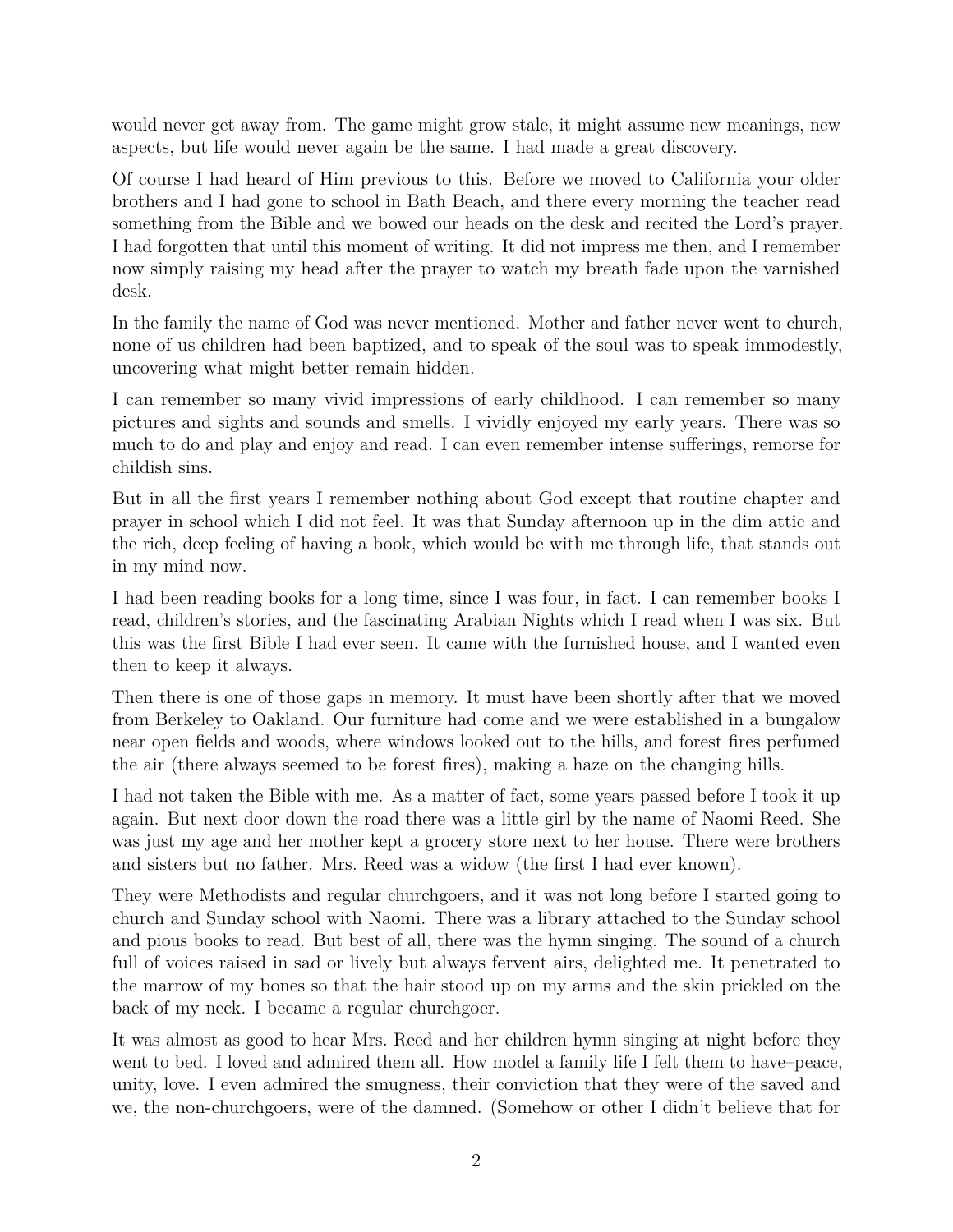would never get away from. The game might grow stale, it might assume new meanings, new aspects, but life would never again be the same. I had made a great discovery.

Of course I had heard of Him previous to this. Before we moved to California your older brothers and I had gone to school in Bath Beach, and there every morning the teacher read something from the Bible and we bowed our heads on the desk and recited the Lord's prayer. I had forgotten that until this moment of writing. It did not impress me then, and I remember now simply raising my head after the prayer to watch my breath fade upon the varnished desk.

In the family the name of God was never mentioned. Mother and father never went to church, none of us children had been baptized, and to speak of the soul was to speak immodestly, uncovering what might better remain hidden.

I can remember so many vivid impressions of early childhood. I can remember so many pictures and sights and sounds and smells. I vividly enjoyed my early years. There was so much to do and play and enjoy and read. I can even remember intense sufferings, remorse for childish sins.

But in all the first years I remember nothing about God except that routine chapter and prayer in school which I did not feel. It was that Sunday afternoon up in the dim attic and the rich, deep feeling of having a book, which would be with me through life, that stands out in my mind now.

I had been reading books for a long time, since I was four, in fact. I can remember books I read, children's stories, and the fascinating Arabian Nights which I read when I was six. But this was the first Bible I had ever seen. It came with the furnished house, and I wanted even then to keep it always.

Then there is one of those gaps in memory. It must have been shortly after that we moved from Berkeley to Oakland. Our furniture had come and we were established in a bungalow near open fields and woods, where windows looked out to the hills, and forest fires perfumed the air (there always seemed to be forest fires), making a haze on the changing hills.

I had not taken the Bible with me. As a matter of fact, some years passed before I took it up again. But next door down the road there was a little girl by the name of Naomi Reed. She was just my age and her mother kept a grocery store next to her house. There were brothers and sisters but no father. Mrs. Reed was a widow (the first I had ever known).

They were Methodists and regular churchgoers, and it was not long before I started going to church and Sunday school with Naomi. There was a library attached to the Sunday school and pious books to read. But best of all, there was the hymn singing. The sound of a church full of voices raised in sad or lively but always fervent airs, delighted me. It penetrated to the marrow of my bones so that the hair stood up on my arms and the skin prickled on the back of my neck. I became a regular churchgoer.

It was almost as good to hear Mrs. Reed and her children hymn singing at night before they went to bed. I loved and admired them all. How model a family life I felt them to have–peace, unity, love. I even admired the smugness, their conviction that they were of the saved and we, the non-churchgoers, were of the damned. (Somehow or other I didn't believe that for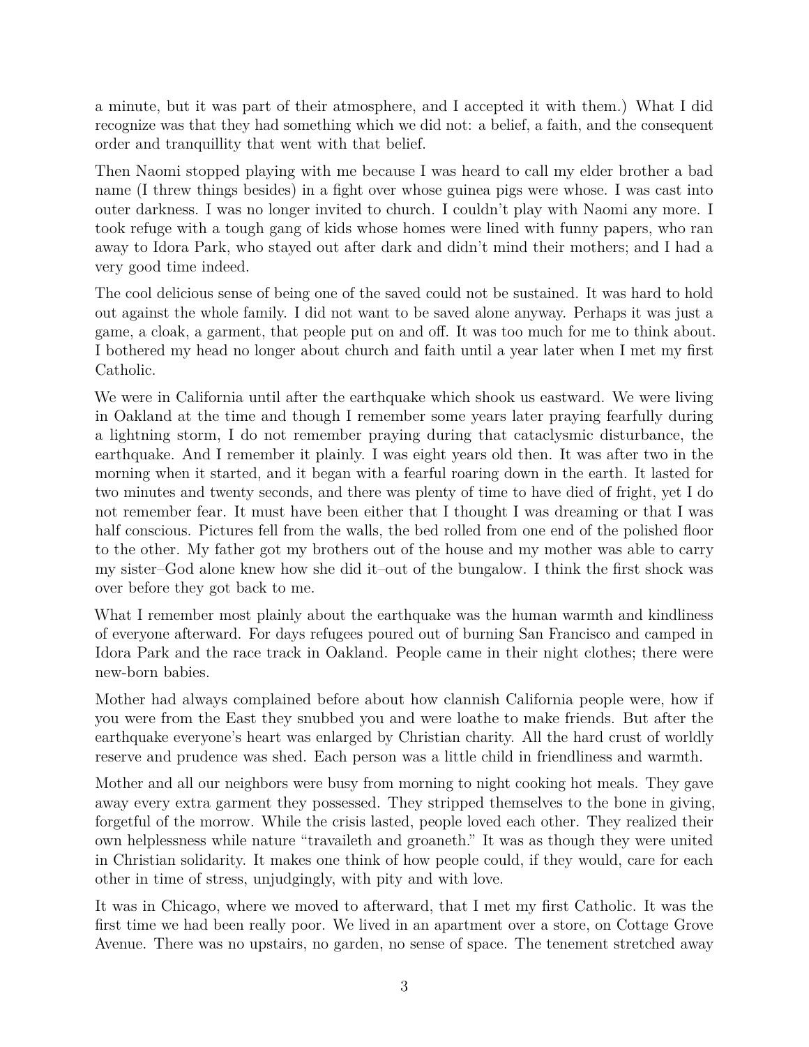a minute, but it was part of their atmosphere, and I accepted it with them.) What I did recognize was that they had something which we did not: a belief, a faith, and the consequent order and tranquillity that went with that belief.

Then Naomi stopped playing with me because I was heard to call my elder brother a bad name (I threw things besides) in a fight over whose guinea pigs were whose. I was cast into outer darkness. I was no longer invited to church. I couldn't play with Naomi any more. I took refuge with a tough gang of kids whose homes were lined with funny papers, who ran away to Idora Park, who stayed out after dark and didn't mind their mothers; and I had a very good time indeed.

The cool delicious sense of being one of the saved could not be sustained. It was hard to hold out against the whole family. I did not want to be saved alone anyway. Perhaps it was just a game, a cloak, a garment, that people put on and off. It was too much for me to think about. I bothered my head no longer about church and faith until a year later when I met my first Catholic.

We were in California until after the earthquake which shook us eastward. We were living in Oakland at the time and though I remember some years later praying fearfully during a lightning storm, I do not remember praying during that cataclysmic disturbance, the earthquake. And I remember it plainly. I was eight years old then. It was after two in the morning when it started, and it began with a fearful roaring down in the earth. It lasted for two minutes and twenty seconds, and there was plenty of time to have died of fright, yet I do not remember fear. It must have been either that I thought I was dreaming or that I was half conscious. Pictures fell from the walls, the bed rolled from one end of the polished floor to the other. My father got my brothers out of the house and my mother was able to carry my sister–God alone knew how she did it–out of the bungalow. I think the first shock was over before they got back to me.

What I remember most plainly about the earthquake was the human warmth and kindliness of everyone afterward. For days refugees poured out of burning San Francisco and camped in Idora Park and the race track in Oakland. People came in their night clothes; there were new-born babies.

Mother had always complained before about how clannish California people were, how if you were from the East they snubbed you and were loathe to make friends. But after the earthquake everyone's heart was enlarged by Christian charity. All the hard crust of worldly reserve and prudence was shed. Each person was a little child in friendliness and warmth.

Mother and all our neighbors were busy from morning to night cooking hot meals. They gave away every extra garment they possessed. They stripped themselves to the bone in giving, forgetful of the morrow. While the crisis lasted, people loved each other. They realized their own helplessness while nature "travaileth and groaneth." It was as though they were united in Christian solidarity. It makes one think of how people could, if they would, care for each other in time of stress, unjudgingly, with pity and with love.

It was in Chicago, where we moved to afterward, that I met my first Catholic. It was the first time we had been really poor. We lived in an apartment over a store, on Cottage Grove Avenue. There was no upstairs, no garden, no sense of space. The tenement stretched away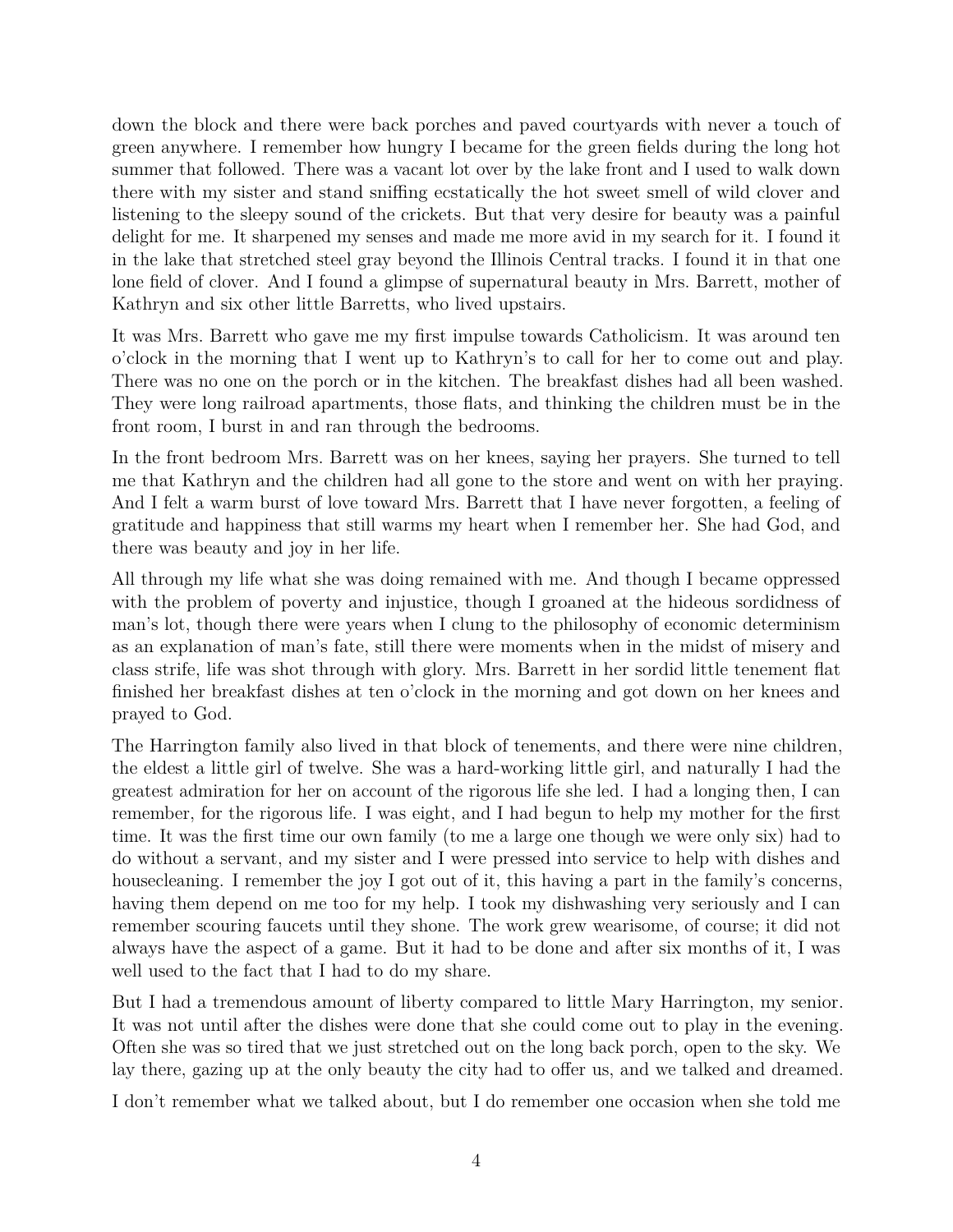down the block and there were back porches and paved courtyards with never a touch of green anywhere. I remember how hungry I became for the green fields during the long hot summer that followed. There was a vacant lot over by the lake front and I used to walk down there with my sister and stand sniffing ecstatically the hot sweet smell of wild clover and listening to the sleepy sound of the crickets. But that very desire for beauty was a painful delight for me. It sharpened my senses and made me more avid in my search for it. I found it in the lake that stretched steel gray beyond the Illinois Central tracks. I found it in that one lone field of clover. And I found a glimpse of supernatural beauty in Mrs. Barrett, mother of Kathryn and six other little Barretts, who lived upstairs.

It was Mrs. Barrett who gave me my first impulse towards Catholicism. It was around ten o'clock in the morning that I went up to Kathryn's to call for her to come out and play. There was no one on the porch or in the kitchen. The breakfast dishes had all been washed. They were long railroad apartments, those flats, and thinking the children must be in the front room, I burst in and ran through the bedrooms.

In the front bedroom Mrs. Barrett was on her knees, saying her prayers. She turned to tell me that Kathryn and the children had all gone to the store and went on with her praying. And I felt a warm burst of love toward Mrs. Barrett that I have never forgotten, a feeling of gratitude and happiness that still warms my heart when I remember her. She had God, and there was beauty and joy in her life.

All through my life what she was doing remained with me. And though I became oppressed with the problem of poverty and injustice, though I groaned at the hideous sordidness of man's lot, though there were years when I clung to the philosophy of economic determinism as an explanation of man's fate, still there were moments when in the midst of misery and class strife, life was shot through with glory. Mrs. Barrett in her sordid little tenement flat finished her breakfast dishes at ten o'clock in the morning and got down on her knees and prayed to God.

The Harrington family also lived in that block of tenements, and there were nine children, the eldest a little girl of twelve. She was a hard-working little girl, and naturally I had the greatest admiration for her on account of the rigorous life she led. I had a longing then, I can remember, for the rigorous life. I was eight, and I had begun to help my mother for the first time. It was the first time our own family (to me a large one though we were only six) had to do without a servant, and my sister and I were pressed into service to help with dishes and housecleaning. I remember the joy I got out of it, this having a part in the family's concerns, having them depend on me too for my help. I took my dishwashing very seriously and I can remember scouring faucets until they shone. The work grew wearisome, of course; it did not always have the aspect of a game. But it had to be done and after six months of it, I was well used to the fact that I had to do my share.

But I had a tremendous amount of liberty compared to little Mary Harrington, my senior. It was not until after the dishes were done that she could come out to play in the evening. Often she was so tired that we just stretched out on the long back porch, open to the sky. We lay there, gazing up at the only beauty the city had to offer us, and we talked and dreamed.

I don't remember what we talked about, but I do remember one occasion when she told me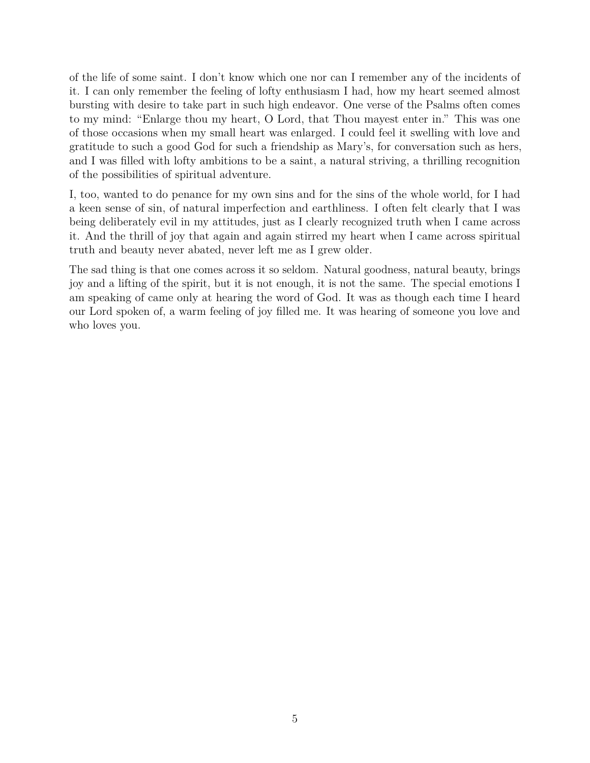of the life of some saint. I don't know which one nor can I remember any of the incidents of it. I can only remember the feeling of lofty enthusiasm I had, how my heart seemed almost bursting with desire to take part in such high endeavor. One verse of the Psalms often comes to my mind: "Enlarge thou my heart, O Lord, that Thou mayest enter in." This was one of those occasions when my small heart was enlarged. I could feel it swelling with love and gratitude to such a good God for such a friendship as Mary's, for conversation such as hers, and I was filled with lofty ambitions to be a saint, a natural striving, a thrilling recognition of the possibilities of spiritual adventure.

I, too, wanted to do penance for my own sins and for the sins of the whole world, for I had a keen sense of sin, of natural imperfection and earthliness. I often felt clearly that I was being deliberately evil in my attitudes, just as I clearly recognized truth when I came across it. And the thrill of joy that again and again stirred my heart when I came across spiritual truth and beauty never abated, never left me as I grew older.

The sad thing is that one comes across it so seldom. Natural goodness, natural beauty, brings joy and a lifting of the spirit, but it is not enough, it is not the same. The special emotions I am speaking of came only at hearing the word of God. It was as though each time I heard our Lord spoken of, a warm feeling of joy filled me. It was hearing of someone you love and who loves you.